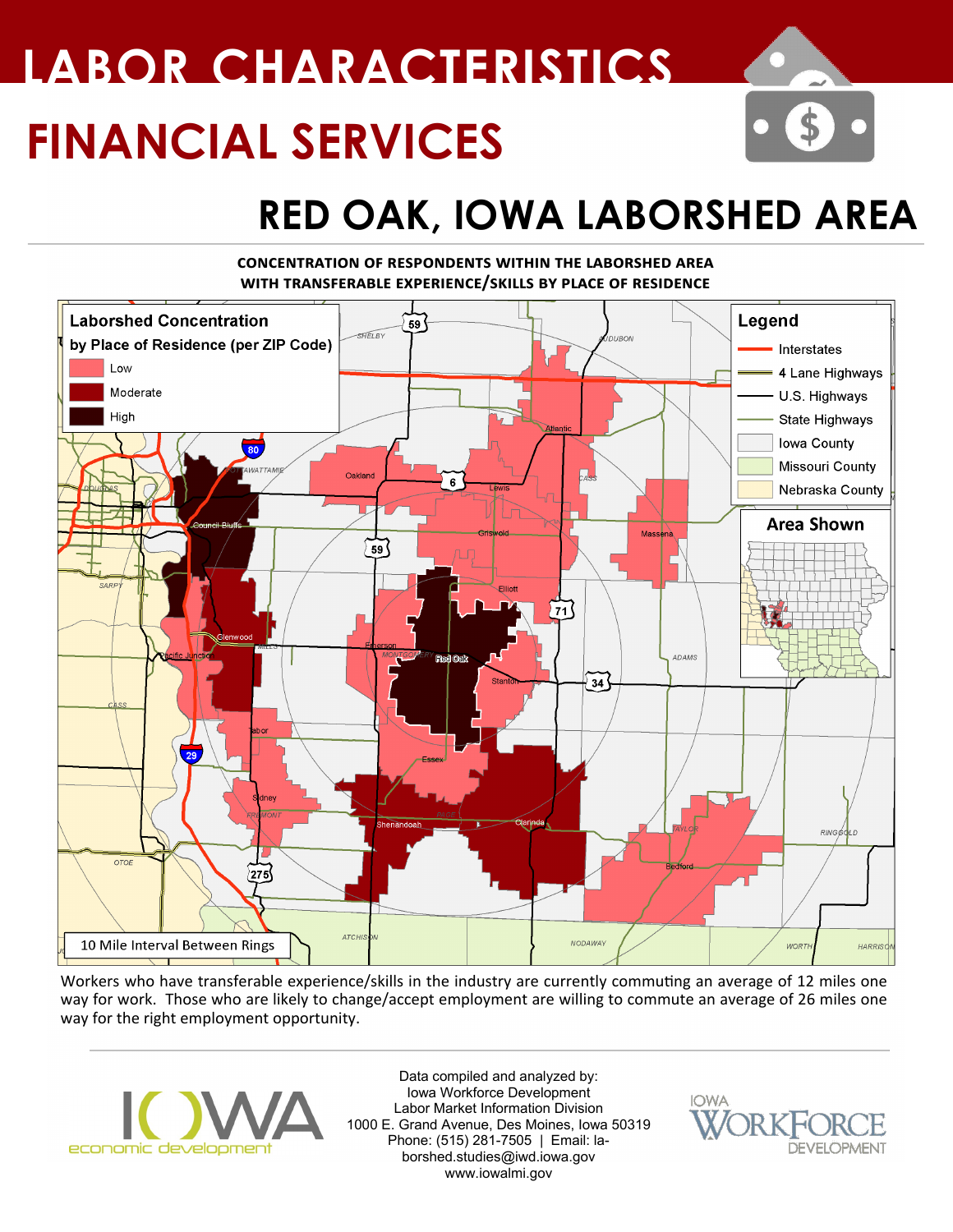# LABOR CHARACTERISTICS

# FINANCIAL SERVICES

## RED OAK, IOWA LABORSHED AREA

**CONCENTRATION OF RESPONDENTS WITHIN THE LABORSHED AREA WITH TRANSFERABLE EXPERIENCE/SKILLS BY PLACE OF RESIDENCE**

Workers who have transferable experience/skills in the industry are currently commuting an average of 12 miles one way for work. Those who are likely to change/accept employment are willing to commute an average of 26 miles one way for the right employment opportunity.

Data compiled and analyzed by:
Iowa Workforce Development
Labor Market Information Division
1000 E. Grand Avenue, Des Moines, Iowa 50319
Phone: (515) 281-7505 | Email: laborshed.studies@iwd.iowa.gov
www.iowalmi.gov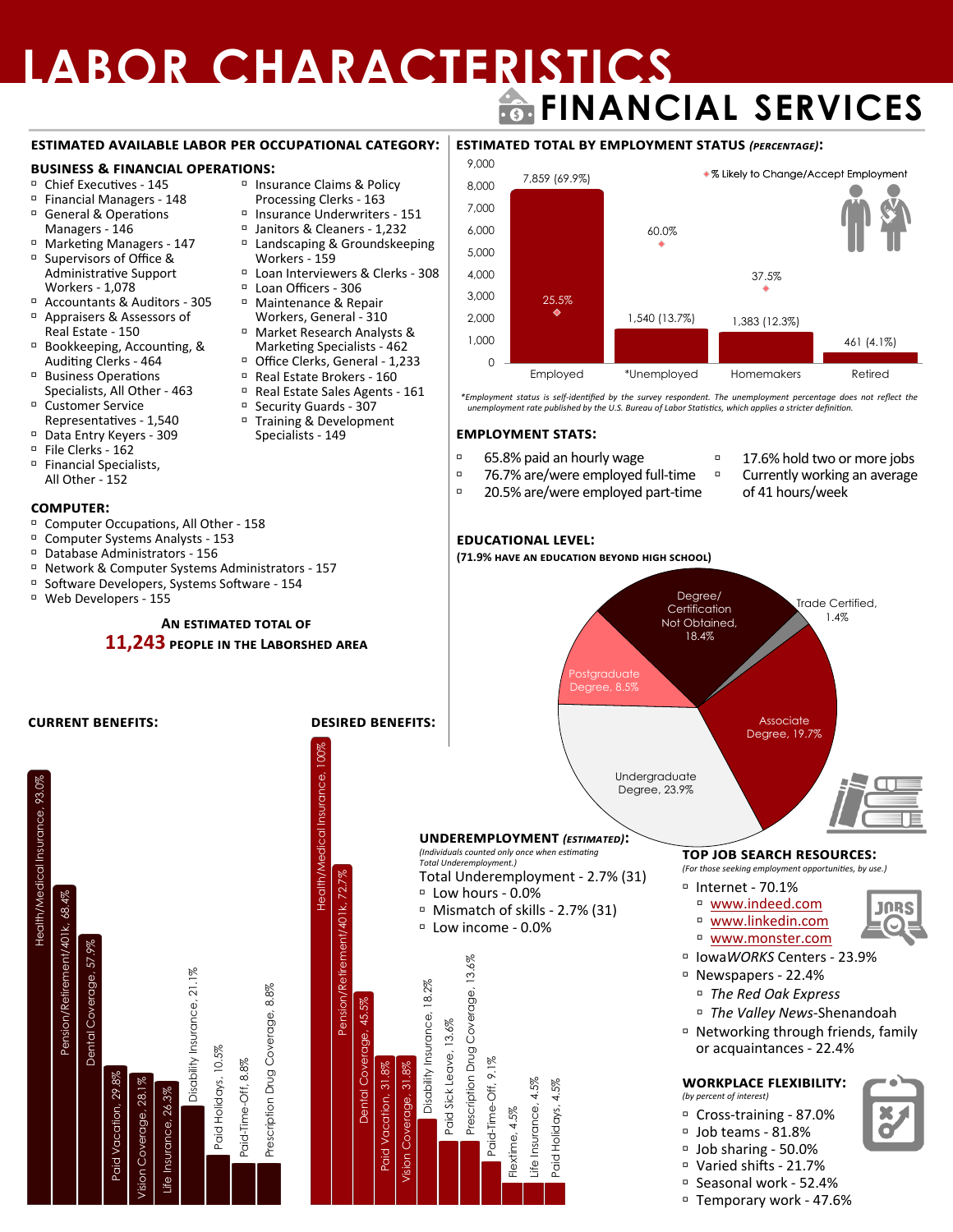# LABOR CHARACTERISTICS

## FINANCIAL SERVICES

### ESTIMATED AVAILABLE LABOR PER OCCUPATIONAL CATEGORY:

**BUSINESS & FINANCIAL OPERATIONS:**

- Chief Executives - 145
- Financial Managers - 148
- General & Operations Managers - 146
- Marketing Managers - 147
- Supervisors of Office & Administrative Support Workers - 1,078
- Accountants & Auditors - 305
- Appraisers & Assessors of Real Estate - 150
- Bookkeeping, Accounting, & Auditing Clerks - 464
- Business Operations Specialists, All Other - 463
- Customer Service Representatives - 1,540
- Data Entry Keyers - 309
- File Clerks - 162
- Financial Specialists, All Other - 152
- Insurance Claims & Policy Processing Clerks - 163
- Insurance Underwriters - 151
- Janitors & Cleaners - 1,232
- Landscaping & Groundskeeping Workers - 159
- Loan Interviewers & Clerks - 308
- Loan Officers - 306
- Maintenance & Repair Workers, General - 310
- Market Research Analysts & Marketing Specialists - 462
- Office Clerks, General - 1,233
- Real Estate Brokers - 160
- Real Estate Sales Agents - 161
- Security Guards - 307
- Training & Development Specialists - 149

**COMPUTER:**

- Computer Occupations, All Other - 158
- Computer Systems Analysts - 153
- Database Administrators - 156
- Network & Computer Systems Administrators - 157
- Software Developers, Systems Software - 154
- Web Developers - 155

**AN ESTIMATED TOTAL OF 11,243 PEOPLE IN THE LABORSHED AREA**

### ESTIMATED TOTAL BY EMPLOYMENT STATUS *(PERCENTAGE)*:

| Status | Number (%) | % Likely to Change/Accept Employment |
|---|---|---|
| Employed | 7,859 (69.9%) | 25.5% |
| *Unemployed | 1,540 (13.7%) | 60.0% |
| Homemakers | 1,383 (12.3%) | 37.5% |
| Retired | 461 (4.1%) | |

*Employment status is self-identified by the survey respondent. The unemployment percentage does not reflect the unemployment rate published by the U.S. Bureau of Labor Statistics, which applies a stricter definition.*

### EMPLOYMENT STATS:

- 65.8% paid an hourly wage
- 76.7% are/were employed full-time
- 20.5% are/were employed part-time
- 17.6% hold two or more jobs
- Currently working an average of 41 hours/week

### EDUCATIONAL LEVEL:

**(71.9% HAVE AN EDUCATION BEYOND HIGH SCHOOL)**

- Degree/Certification Not Obtained, 18.4%
- Trade Certified, 1.4%
- Associate Degree, 19.7%
- Undergraduate Degree, 23.9%
- Postgraduate Degree, 8.5%

### CURRENT BENEFITS:

- Health/Medical Insurance, 93.0%
- Pension/Retirement/401k, 68.4%
- Dental Coverage, 57.9%
- Paid Vacation, 29.8%
- Vision Coverage, 28.1%
- Life Insurance, 26.3%
- Disability Insurance, 21.1%
- Paid Holidays, 10.5%
- Paid-Time-Off, 8.8%
- Prescription Drug Coverage, 8.8%

### DESIRED BENEFITS:

- Health/Medical Insurance, 100%
- Pension/Retirement/401k, 72.7%
- Dental Coverage, 45.5%
- Paid Vacation, 31.8%
- Vision Coverage, 31.8%
- Disability Insurance, 18.2%
- Paid Sick Leave, 13.6%
- Prescription Drug Coverage, 13.6%
- Paid-Time-Off, 9.1%
- Flextime, 4.5%
- Life Insurance, 4.5%
- Paid Holidays, 4.5%

### UNDERMPLOYMENT *(ESTIMATED)*:

*(Individuals counted only once when estimating Total Underemployment.)*

Total Underemployment - 2.7% (31)

- Low hours - 0.0%
- Mismatch of skills - 2.7% (31)
- Low income - 0.0%

### TOP JOB SEARCH RESOURCES:

*(For those seeking employment opportunities, by use.)*

- Internet - 70.1%
  - www.indeed.com
  - www.linkedin.com
  - www.monster.com
- Iowa*WORKS* Centers - 23.9%
- Newspapers - 22.4%
  - *The Red Oak Express*
  - *The Valley News*-Shenandoah
- Networking through friends, family or acquaintances - 22.4%

### WORKPLACE FLEXIBILITY:

*(by percent of interest)*

- Cross-training - 87.0%
- Job teams - 81.8%
- Job sharing - 50.0%
- Varied shifts - 21.7%
- Seasonal work - 52.4%
- Temporary work - 47.6%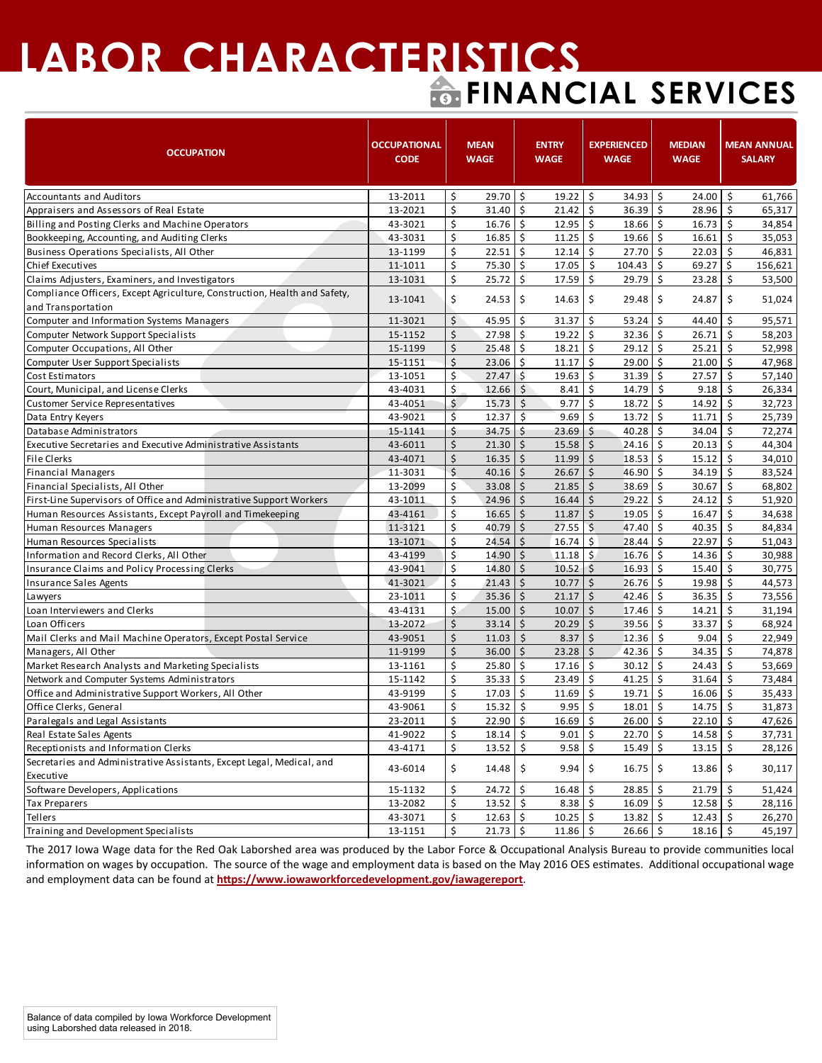# LABOR CHARACTERISTICS

## FINANCIAL SERVICES

| OCCUPATION | OCCUPATIONAL CODE | MEAN WAGE | ENTRY WAGE | EXPERIENCED WAGE | MEDIAN WAGE | MEAN ANNUAL SALARY |
|---|---|---|---|---|---|---|
| Accountants and Auditors | 13-2011 | $ 29.70 | $ 19.22 | $ 34.93 | $ 24.00 | $ 61,766 |
| Appraisers and Assessors of Real Estate | 13-2021 | $ 31.40 | $ 21.42 | $ 36.39 | $ 28.96 | $ 65,317 |
| Billing and Posting Clerks and Machine Operators | 43-3021 | $ 16.76 | $ 12.95 | $ 18.66 | $ 16.73 | $ 34,854 |
| Bookkeeping, Accounting, and Auditing Clerks | 43-3031 | $ 16.85 | $ 11.25 | $ 19.66 | $ 16.61 | $ 35,053 |
| Business Operations Specialists, All Other | 13-1199 | $ 22.51 | $ 12.14 | $ 27.70 | $ 22.03 | $ 46,831 |
| Chief Executives | 11-1011 | $ 75.30 | $ 17.05 | $ 104.43 | $ 69.27 | $ 156,621 |
| Claims Adjusters, Examiners, and Investigators | 13-1031 | $ 25.72 | $ 17.59 | $ 29.79 | $ 23.28 | $ 53,500 |
| Compliance Officers, Except Agriculture, Construction, Health and Safety, and Transportation | 13-1041 | $ 24.53 | $ 14.63 | $ 29.48 | $ 24.87 | $ 51,024 |
| Computer and Information Systems Managers | 11-3021 | $ 45.95 | $ 31.37 | $ 53.24 | $ 44.40 | $ 95,571 |
| Computer Network Support Specialists | 15-1152 | $ 27.98 | $ 19.22 | $ 32.36 | $ 26.71 | $ 58,203 |
| Computer Occupations, All Other | 15-1199 | $ 25.48 | $ 18.21 | $ 29.12 | $ 25.21 | $ 52,998 |
| Computer User Support Specialists | 15-1151 | $ 23.06 | $ 11.17 | $ 29.00 | $ 21.00 | $ 47,968 |
| Cost Estimators | 13-1051 | $ 27.47 | $ 19.63 | $ 31.39 | $ 27.57 | $ 57,140 |
| Court, Municipal, and License Clerks | 43-4031 | $ 12.66 | $ 8.41 | $ 14.79 | $ 9.18 | $ 26,334 |
| Customer Service Representatives | 43-4051 | $ 15.73 | $ 9.77 | $ 18.72 | $ 14.92 | $ 32,723 |
| Data Entry Keyers | 43-9021 | $ 12.37 | $ 9.69 | $ 13.72 | $ 11.71 | $ 25,739 |
| Database Administrators | 15-1141 | $ 34.75 | $ 23.69 | $ 40.28 | $ 34.04 | $ 72,274 |
| Executive Secretaries and Executive Administrative Assistants | 43-6011 | $ 21.30 | $ 15.58 | $ 24.16 | $ 20.13 | $ 44,304 |
| File Clerks | 43-4071 | $ 16.35 | $ 11.99 | $ 18.53 | $ 15.12 | $ 34,010 |
| Financial Managers | 11-3031 | $ 40.16 | $ 26.67 | $ 46.90 | $ 34.19 | $ 83,524 |
| Financial Specialists, All Other | 13-2099 | $ 33.08 | $ 21.85 | $ 38.69 | $ 30.67 | $ 68,802 |
| First-Line Supervisors of Office and Administrative Support Workers | 43-1011 | $ 24.96 | $ 16.44 | $ 29.22 | $ 24.12 | $ 51,920 |
| Human Resources Assistants, Except Payroll and Timekeeping | 43-4161 | $ 16.65 | $ 11.87 | $ 19.05 | $ 16.47 | $ 34,638 |
| Human Resources Managers | 11-3121 | $ 40.79 | $ 27.55 | $ 47.40 | $ 40.35 | $ 84,834 |
| Human Resources Specialists | 13-1071 | $ 24.54 | $ 16.74 | $ 28.44 | $ 22.97 | $ 51,043 |
| Information and Record Clerks, All Other | 43-4199 | $ 14.90 | $ 11.18 | $ 16.76 | $ 14.36 | $ 30,988 |
| Insurance Claims and Policy Processing Clerks | 43-9041 | $ 14.80 | $ 10.52 | $ 16.93 | $ 15.40 | $ 30,775 |
| Insurance Sales Agents | 41-3021 | $ 21.43 | $ 10.77 | $ 26.76 | $ 19.98 | $ 44,573 |
| Lawyers | 23-1011 | $ 35.36 | $ 21.17 | $ 42.46 | $ 36.35 | $ 73,556 |
| Loan Interviewers and Clerks | 43-4131 | $ 15.00 | $ 10.07 | $ 17.46 | $ 14.21 | $ 31,194 |
| Loan Officers | 13-2072 | $ 33.14 | $ 20.29 | $ 39.56 | $ 33.37 | $ 68,924 |
| Mail Clerks and Mail Machine Operators, Except Postal Service | 43-9051 | $ 11.03 | $ 8.37 | $ 12.36 | $ 9.04 | $ 22,949 |
| Managers, All Other | 11-9199 | $ 36.00 | $ 23.28 | $ 42.36 | $ 34.35 | $ 74,878 |
| Market Research Analysts and Marketing Specialists | 13-1161 | $ 25.80 | $ 17.16 | $ 30.12 | $ 24.43 | $ 53,669 |
| Network and Computer Systems Administrators | 15-1142 | $ 35.33 | $ 23.49 | $ 41.25 | $ 31.64 | $ 73,484 |
| Office and Administrative Support Workers, All Other | 43-9199 | $ 17.03 | $ 11.69 | $ 19.71 | $ 16.06 | $ 35,433 |
| Office Clerks, General | 43-9061 | $ 15.32 | $ 9.95 | $ 18.01 | $ 14.75 | $ 31,873 |
| Paralegals and Legal Assistants | 23-2011 | $ 22.90 | $ 16.69 | $ 26.00 | $ 22.10 | $ 47,626 |
| Real Estate Sales Agents | 41-9022 | $ 18.14 | $ 9.01 | $ 22.70 | $ 14.58 | $ 37,731 |
| Receptionists and Information Clerks | 43-4171 | $ 13.52 | $ 9.58 | $ 15.49 | $ 13.15 | $ 28,126 |
| Secretaries and Administrative Assistants, Except Legal, Medical, and Executive | 43-6014 | $ 14.48 | $ 9.94 | $ 16.75 | $ 13.86 | $ 30,117 |
| Software Developers, Applications | 15-1132 | $ 24.72 | $ 16.48 | $ 28.85 | $ 21.79 | $ 51,424 |
| Tax Preparers | 13-2082 | $ 13.52 | $ 8.38 | $ 16.09 | $ 12.58 | $ 28,116 |
| Tellers | 43-3071 | $ 12.63 | $ 10.25 | $ 13.82 | $ 12.43 | $ 26,270 |
| Training and Development Specialists | 13-1151 | $ 21.73 | $ 11.86 | $ 26.66 | $ 18.16 | $ 45,197 |

The 2017 Iowa Wage data for the Red Oak Laborshed area was produced by the Labor Force & Occupational Analysis Bureau to provide communities local information on wages by occupation. The source of the wage and employment data is based on the May 2016 OES estimates. Additional occupational wage and employment data can be found at **https://www.iowaworkforcedevelopment.gov/iawagereport**.

Balance of data compiled by Iowa Workforce Development using Laborshed data released in 2018.